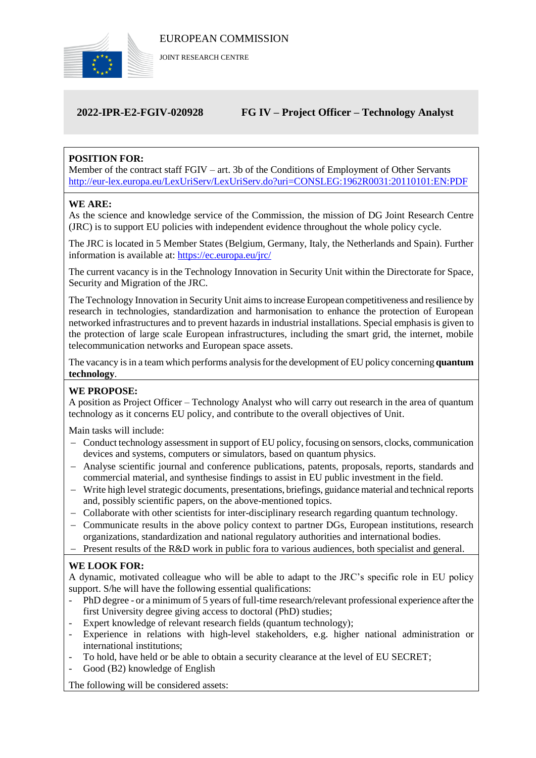EUROPEAN COMMISSION

JOINT RESEARCH CENTRE

## 2022-IPR-E2-FGIV-020928 FG IV – Project Officer – Technology Analyst

**POSITION FOR:**
Member of the contract staff FGIV – art. 3b of the Conditions of Employment of Other Servants
http://eur-lex.europa.eu/LexUriServ/LexUriServ.do?uri=CONSLEG:1962R0031:20110101:EN:PDF

**WE ARE:**
As the science and knowledge service of the Commission, the mission of DG Joint Research Centre (JRC) is to support EU policies with independent evidence throughout the whole policy cycle.

The JRC is located in 5 Member States (Belgium, Germany, Italy, the Netherlands and Spain). Further information is available at: https://ec.europa.eu/jrc/

The current vacancy is in the Technology Innovation in Security Unit within the Directorate for Space, Security and Migration of the JRC.

The Technology Innovation in Security Unit aims to increase European competitiveness and resilience by research in technologies, standardization and harmonisation to enhance the protection of European networked infrastructures and to prevent hazards in industrial installations. Special emphasis is given to the protection of large scale European infrastructures, including the smart grid, the internet, mobile telecommunication networks and European space assets.

The vacancy is in a team which performs analysis for the development of EU policy concerning **quantum technology**.

**WE PROPOSE:**
A position as Project Officer – Technology Analyst who will carry out research in the area of quantum technology as it concerns EU policy, and contribute to the overall objectives of Unit.

Main tasks will include:

- Conduct technology assessment in support of EU policy, focusing on sensors, clocks, communication devices and systems, computers or simulators, based on quantum physics.
- Analyse scientific journal and conference publications, patents, proposals, reports, standards and commercial material, and synthesise findings to assist in EU public investment in the field.
- Write high level strategic documents, presentations, briefings, guidance material and technical reports and, possibly scientific papers, on the above-mentioned topics.
- Collaborate with other scientists for inter-disciplinary research regarding quantum technology.
- Communicate results in the above policy context to partner DGs, European institutions, research organizations, standardization and national regulatory authorities and international bodies.
- Present results of the R&D work in public fora to various audiences, both specialist and general.

**WE LOOK FOR:**
A dynamic, motivated colleague who will be able to adapt to the JRC's specific role in EU policy support. S/he will have the following essential qualifications:

- PhD degree - or a minimum of 5 years of full-time research/relevant professional experience after the first University degree giving access to doctoral (PhD) studies;
- Expert knowledge of relevant research fields (quantum technology);
- Experience in relations with high-level stakeholders, e.g. higher national administration or international institutions;
- To hold, have held or be able to obtain a security clearance at the level of EU SECRET;
- Good (B2) knowledge of English

The following will be considered assets: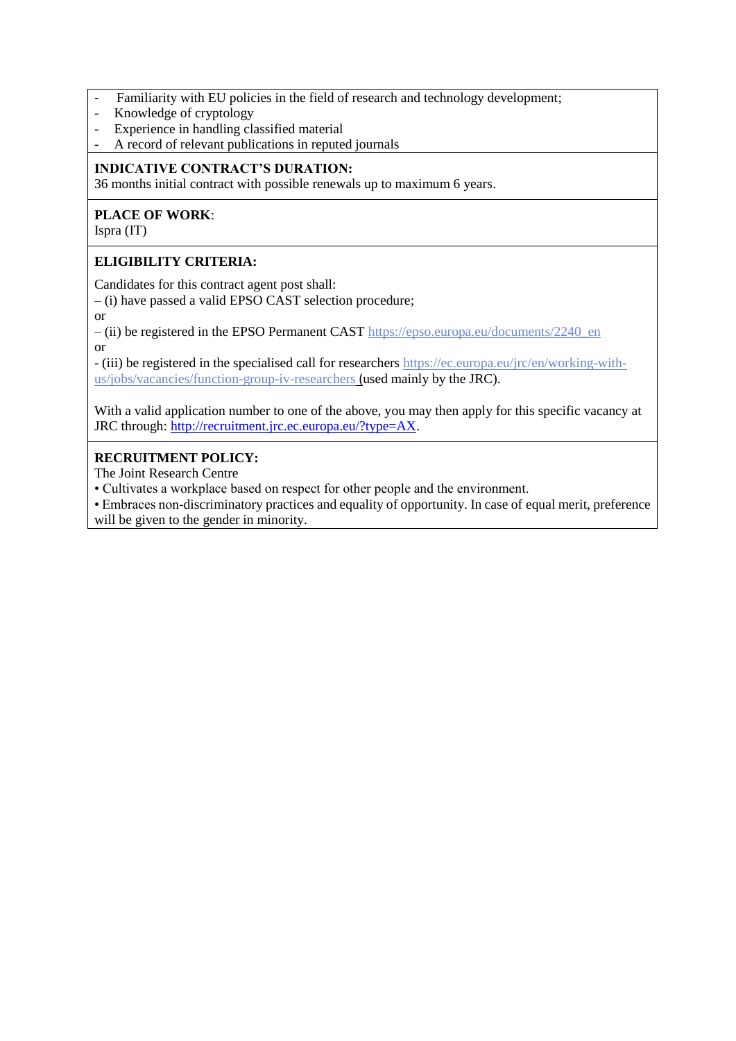- Familiarity with EU policies in the field of research and technology development;
- Knowledge of cryptology
- Experience in handling classified material
- A record of relevant publications in reputed journals

**INDICATIVE CONTRACT'S DURATION:**
36 months initial contract with possible renewals up to maximum 6 years.

**PLACE OF WORK**:
Ispra (IT)

**ELIGIBILITY CRITERIA:**

Candidates for this contract agent post shall:
– (i) have passed a valid EPSO CAST selection procedure;
or
– (ii) be registered in the EPSO Permanent CAST https://epso.europa.eu/documents/2240_en
or
- (iii) be registered in the specialised call for researchers https://ec.europa.eu/jrc/en/working-with-us/jobs/vacancies/function-group-iv-researchers (used mainly by the JRC).

With a valid application number to one of the above, you may then apply for this specific vacancy at JRC through: http://recruitment.jrc.ec.europa.eu/?type=AX.

**RECRUITMENT POLICY:**
The Joint Research Centre
• Cultivates a workplace based on respect for other people and the environment.
• Embraces non-discriminatory practices and equality of opportunity. In case of equal merit, preference will be given to the gender in minority.